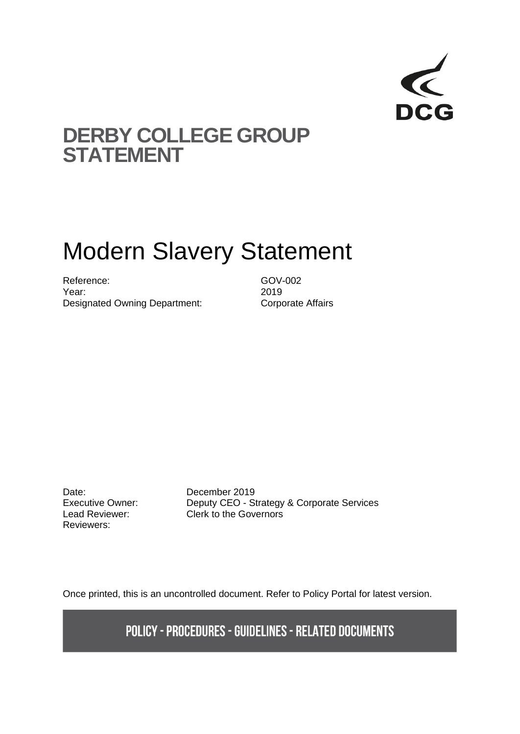DCG

# DERBY COLLEGE GROUP STATEMENT

# Modern Slavery Statement

| | |
|---|---|
| Reference: | GOV-002 |
| Year: | 2019 |
| Designated Owning Department: | Corporate Affairs |

| | |
|---|---|
| Date: | December 2019 |
| Executive Owner: | Deputy CEO - Strategy & Corporate Services |
| Lead Reviewer: | Clerk to the Governors |
| Reviewers: | |

Once printed, this is an uncontrolled document. Refer to Policy Portal for latest version.

**POLICY - PROCEDURES - GUIDELINES - RELATED DOCUMENTS**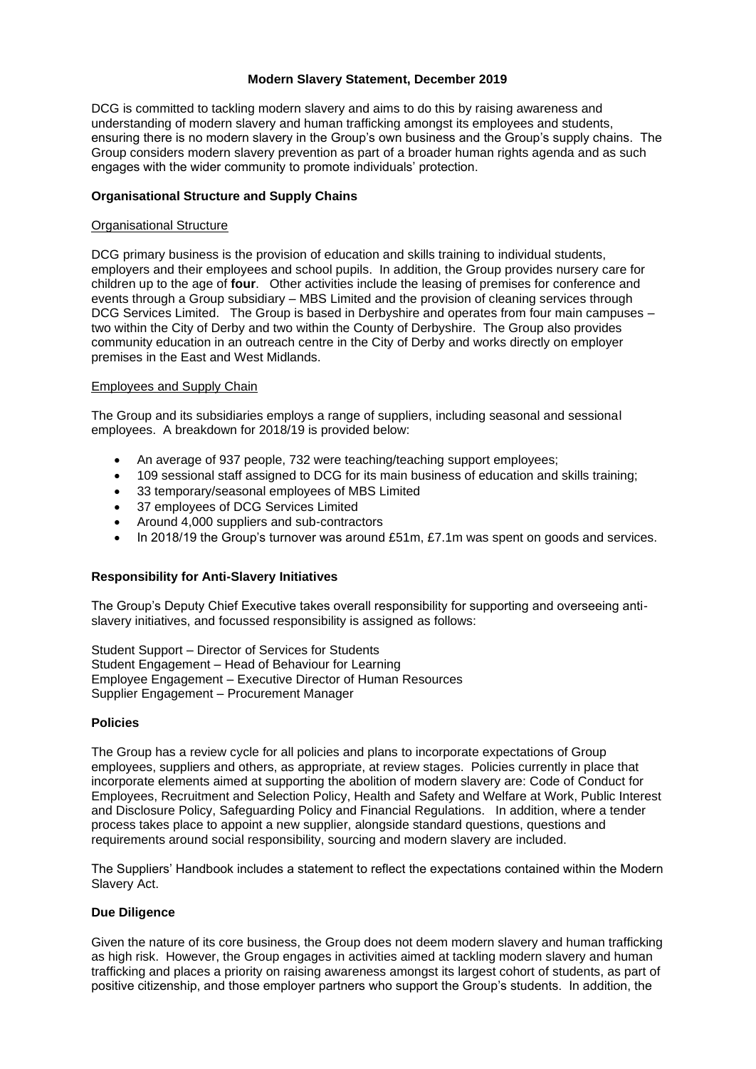**Modern Slavery Statement, December 2019**

DCG is committed to tackling modern slavery and aims to do this by raising awareness and understanding of modern slavery and human trafficking amongst its employees and students, ensuring there is no modern slavery in the Group's own business and the Group's supply chains. The Group considers modern slavery prevention as part of a broader human rights agenda and as such engages with the wider community to promote individuals' protection.

**Organisational Structure and Supply Chains**

Organisational Structure

DCG primary business is the provision of education and skills training to individual students, employers and their employees and school pupils. In addition, the Group provides nursery care for children up to the age of **four**. Other activities include the leasing of premises for conference and events through a Group subsidiary – MBS Limited and the provision of cleaning services through DCG Services Limited. The Group is based in Derbyshire and operates from four main campuses – two within the City of Derby and two within the County of Derbyshire. The Group also provides community education in an outreach centre in the City of Derby and works directly on employer premises in the East and West Midlands.

Employees and Supply Chain

The Group and its subsidiaries employs a range of suppliers, including seasonal and sessional employees. A breakdown for 2018/19 is provided below:

- An average of 937 people, 732 were teaching/teaching support employees;
- 109 sessional staff assigned to DCG for its main business of education and skills training;
- 33 temporary/seasonal employees of MBS Limited
- 37 employees of DCG Services Limited
- Around 4,000 suppliers and sub-contractors
- In 2018/19 the Group's turnover was around £51m, £7.1m was spent on goods and services.

**Responsibility for Anti-Slavery Initiatives**

The Group's Deputy Chief Executive takes overall responsibility for supporting and overseeing anti-slavery initiatives, and focussed responsibility is assigned as follows:

Student Support – Director of Services for Students
Student Engagement – Head of Behaviour for Learning
Employee Engagement – Executive Director of Human Resources
Supplier Engagement – Procurement Manager

**Policies**

The Group has a review cycle for all policies and plans to incorporate expectations of Group employees, suppliers and others, as appropriate, at review stages. Policies currently in place that incorporate elements aimed at supporting the abolition of modern slavery are: Code of Conduct for Employees, Recruitment and Selection Policy, Health and Safety and Welfare at Work, Public Interest and Disclosure Policy, Safeguarding Policy and Financial Regulations. In addition, where a tender process takes place to appoint a new supplier, alongside standard questions, questions and requirements around social responsibility, sourcing and modern slavery are included.

The Suppliers' Handbook includes a statement to reflect the expectations contained within the Modern Slavery Act.

**Due Diligence**

Given the nature of its core business, the Group does not deem modern slavery and human trafficking as high risk. However, the Group engages in activities aimed at tackling modern slavery and human trafficking and places a priority on raising awareness amongst its largest cohort of students, as part of positive citizenship, and those employer partners who support the Group's students. In addition, the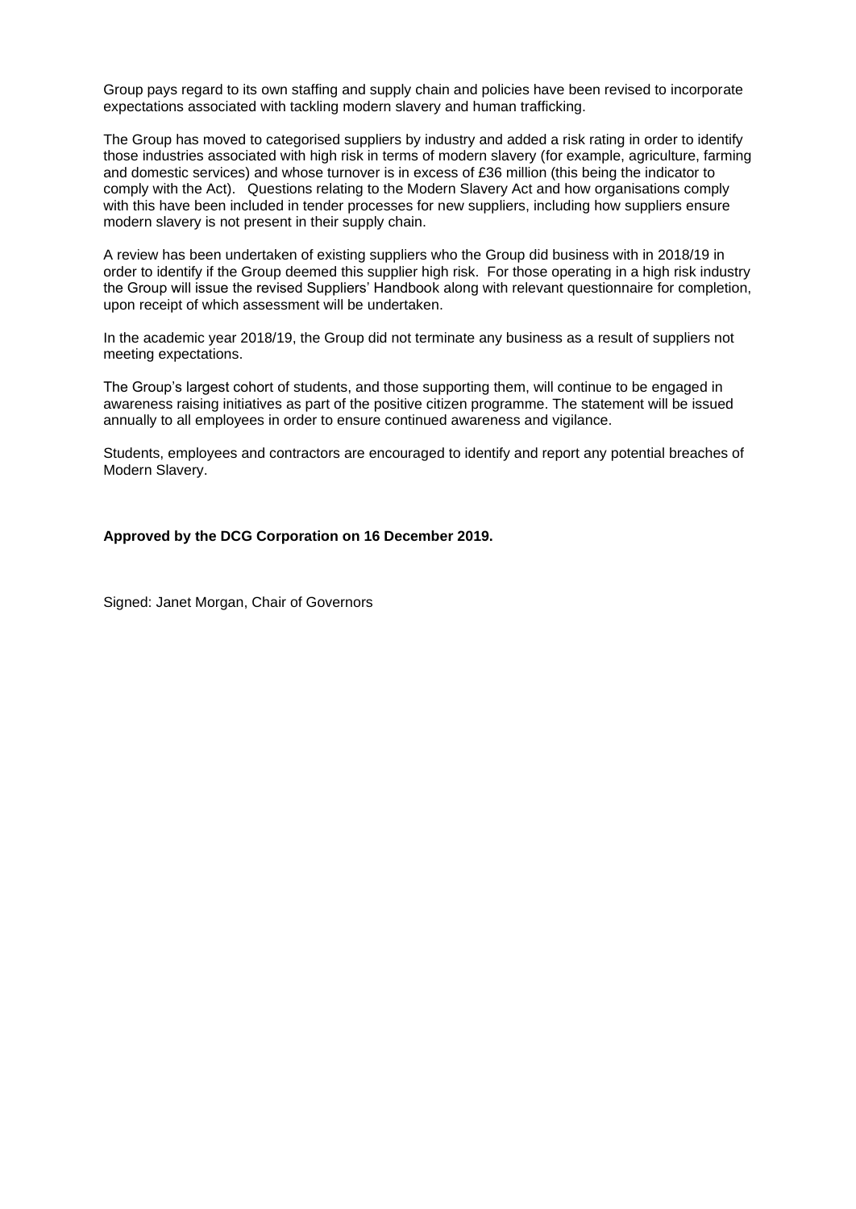Group pays regard to its own staffing and supply chain and policies have been revised to incorporate expectations associated with tackling modern slavery and human trafficking.

The Group has moved to categorised suppliers by industry and added a risk rating in order to identify those industries associated with high risk in terms of modern slavery (for example, agriculture, farming and domestic services) and whose turnover is in excess of £36 million (this being the indicator to comply with the Act). Questions relating to the Modern Slavery Act and how organisations comply with this have been included in tender processes for new suppliers, including how suppliers ensure modern slavery is not present in their supply chain.

A review has been undertaken of existing suppliers who the Group did business with in 2018/19 in order to identify if the Group deemed this supplier high risk. For those operating in a high risk industry the Group will issue the revised Suppliers' Handbook along with relevant questionnaire for completion, upon receipt of which assessment will be undertaken.

In the academic year 2018/19, the Group did not terminate any business as a result of suppliers not meeting expectations.

The Group's largest cohort of students, and those supporting them, will continue to be engaged in awareness raising initiatives as part of the positive citizen programme. The statement will be issued annually to all employees in order to ensure continued awareness and vigilance.

Students, employees and contractors are encouraged to identify and report any potential breaches of Modern Slavery.

**Approved by the DCG Corporation on 16 December 2019.**

Signed: Janet Morgan, Chair of Governors